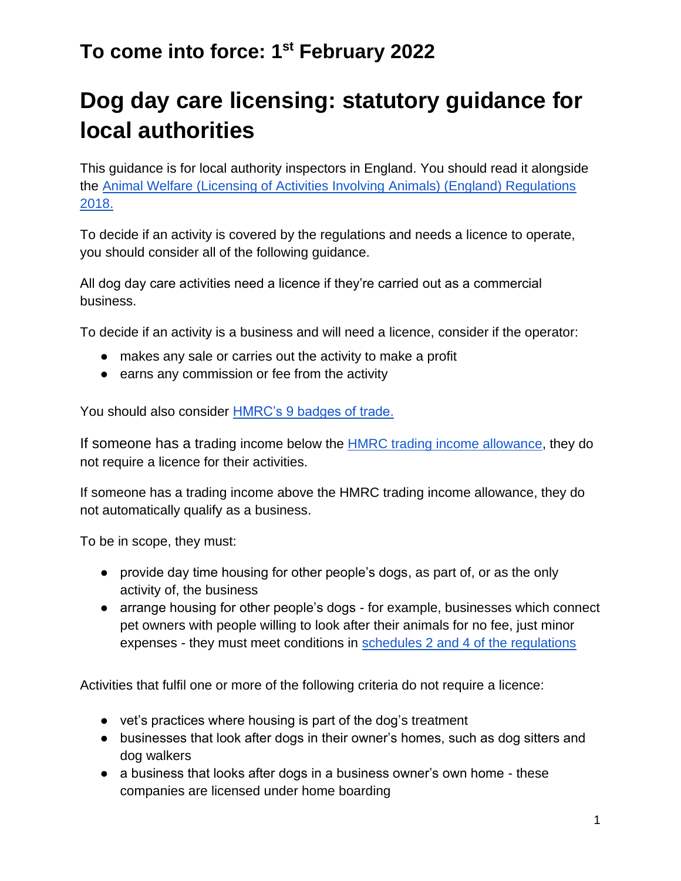## To come into force: 1st February 2022

# Dog day care licensing: statutory guidance for local authorities

This guidance is for local authority inspectors in England. You should read it alongside the [Animal Welfare (Licensing of Activities Involving Animals) (England) Regulations 2018.]()

To decide if an activity is covered by the regulations and needs a licence to operate, you should consider all of the following guidance.

All dog day care activities need a licence if they're carried out as a commercial business.

To decide if an activity is a business and will need a licence, consider if the operator:

- makes any sale or carries out the activity to make a profit
- earns any commission or fee from the activity

You should also consider [HMRC's 9 badges of trade.]()

If someone has a trading income below the [HMRC trading income allowance](), they do not require a licence for their activities.

If someone has a trading income above the HMRC trading income allowance, they do not automatically qualify as a business.

To be in scope, they must:

- provide day time housing for other people's dogs, as part of, or as the only activity of, the business
- arrange housing for other people's dogs - for example, businesses which connect pet owners with people willing to look after their animals for no fee, just minor expenses - they must meet conditions in [schedules 2 and 4 of the regulations]()

Activities that fulfil one or more of the following criteria do not require a licence:

- vet's practices where housing is part of the dog's treatment
- businesses that look after dogs in their owner's homes, such as dog sitters and dog walkers
- a business that looks after dogs in a business owner's own home - these companies are licensed under home boarding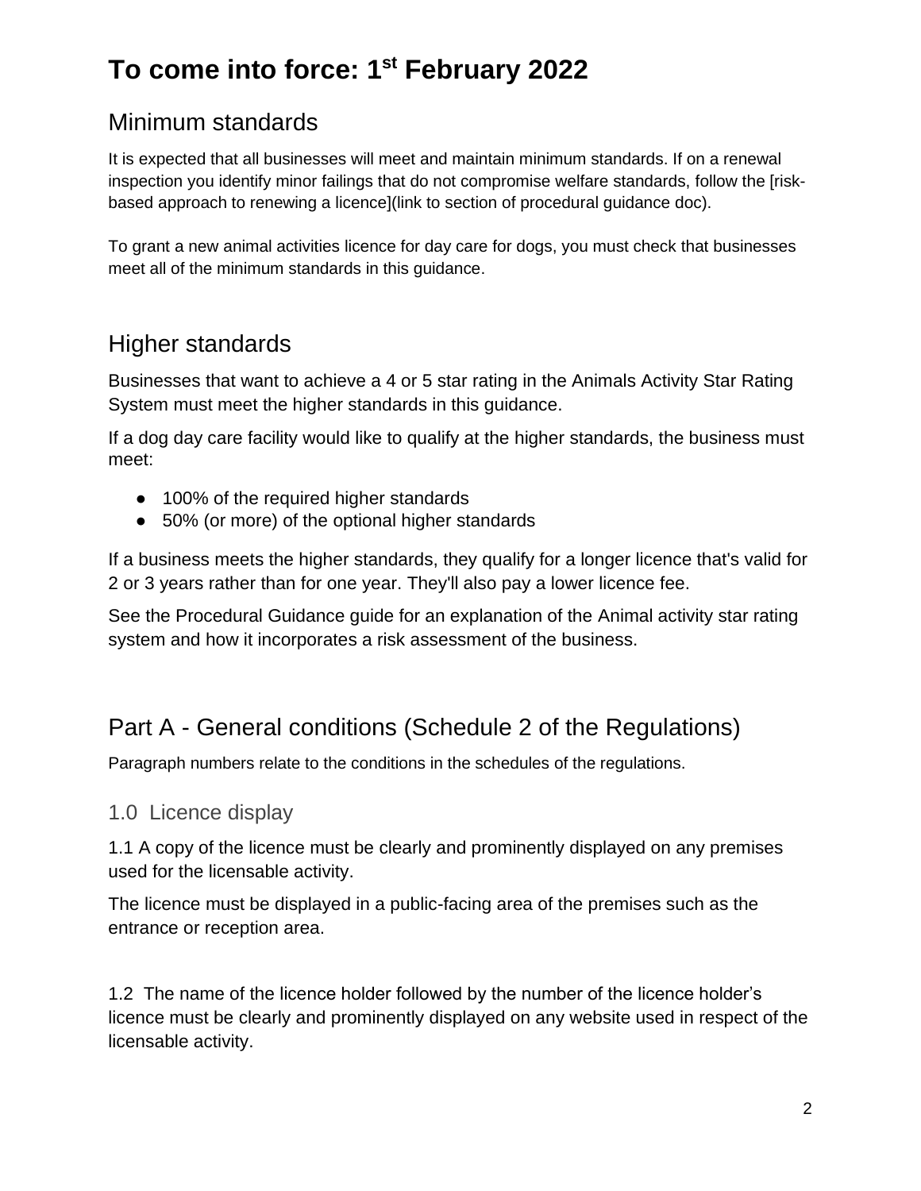# To come into force: 1st February 2022

## Minimum standards

It is expected that all businesses will meet and maintain minimum standards. If on a renewal inspection you identify minor failings that do not compromise welfare standards, follow the [risk-based approach to renewing a licence](link to section of procedural guidance doc).

To grant a new animal activities licence for day care for dogs, you must check that businesses meet all of the minimum standards in this guidance.

## Higher standards

Businesses that want to achieve a 4 or 5 star rating in the Animals Activity Star Rating System must meet the higher standards in this guidance.

If a dog day care facility would like to qualify at the higher standards, the business must meet:

- 100% of the required higher standards
- 50% (or more) of the optional higher standards

If a business meets the higher standards, they qualify for a longer licence that's valid for 2 or 3 years rather than for one year. They'll also pay a lower licence fee.

See the Procedural Guidance guide for an explanation of the Animal activity star rating system and how it incorporates a risk assessment of the business.

## Part A - General conditions (Schedule 2 of the Regulations)

Paragraph numbers relate to the conditions in the schedules of the regulations.

### 1.0 Licence display

1.1 A copy of the licence must be clearly and prominently displayed on any premises used for the licensable activity.

The licence must be displayed in a public-facing area of the premises such as the entrance or reception area.

1.2 The name of the licence holder followed by the number of the licence holder's licence must be clearly and prominently displayed on any website used in respect of the licensable activity.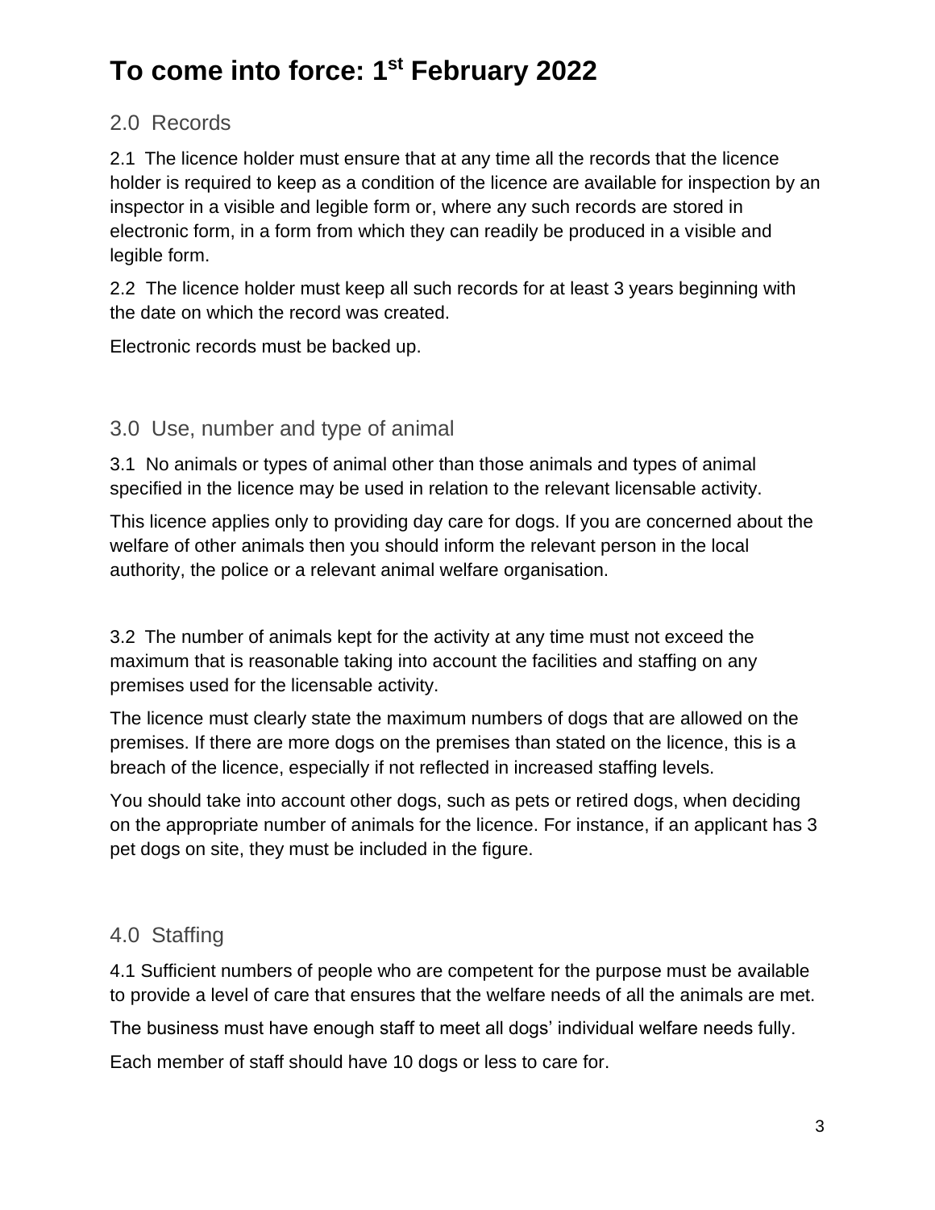# To come into force: 1st February 2022

## 2.0 Records

2.1 The licence holder must ensure that at any time all the records that the licence holder is required to keep as a condition of the licence are available for inspection by an inspector in a visible and legible form or, where any such records are stored in electronic form, in a form from which they can readily be produced in a visible and legible form.

2.2 The licence holder must keep all such records for at least 3 years beginning with the date on which the record was created.

Electronic records must be backed up.

## 3.0 Use, number and type of animal

3.1 No animals or types of animal other than those animals and types of animal specified in the licence may be used in relation to the relevant licensable activity.

This licence applies only to providing day care for dogs. If you are concerned about the welfare of other animals then you should inform the relevant person in the local authority, the police or a relevant animal welfare organisation.

3.2 The number of animals kept for the activity at any time must not exceed the maximum that is reasonable taking into account the facilities and staffing on any premises used for the licensable activity.

The licence must clearly state the maximum numbers of dogs that are allowed on the premises. If there are more dogs on the premises than stated on the licence, this is a breach of the licence, especially if not reflected in increased staffing levels.

You should take into account other dogs, such as pets or retired dogs, when deciding on the appropriate number of animals for the licence. For instance, if an applicant has 3 pet dogs on site, they must be included in the figure.

## 4.0 Staffing

4.1 Sufficient numbers of people who are competent for the purpose must be available to provide a level of care that ensures that the welfare needs of all the animals are met.

The business must have enough staff to meet all dogs' individual welfare needs fully.

Each member of staff should have 10 dogs or less to care for.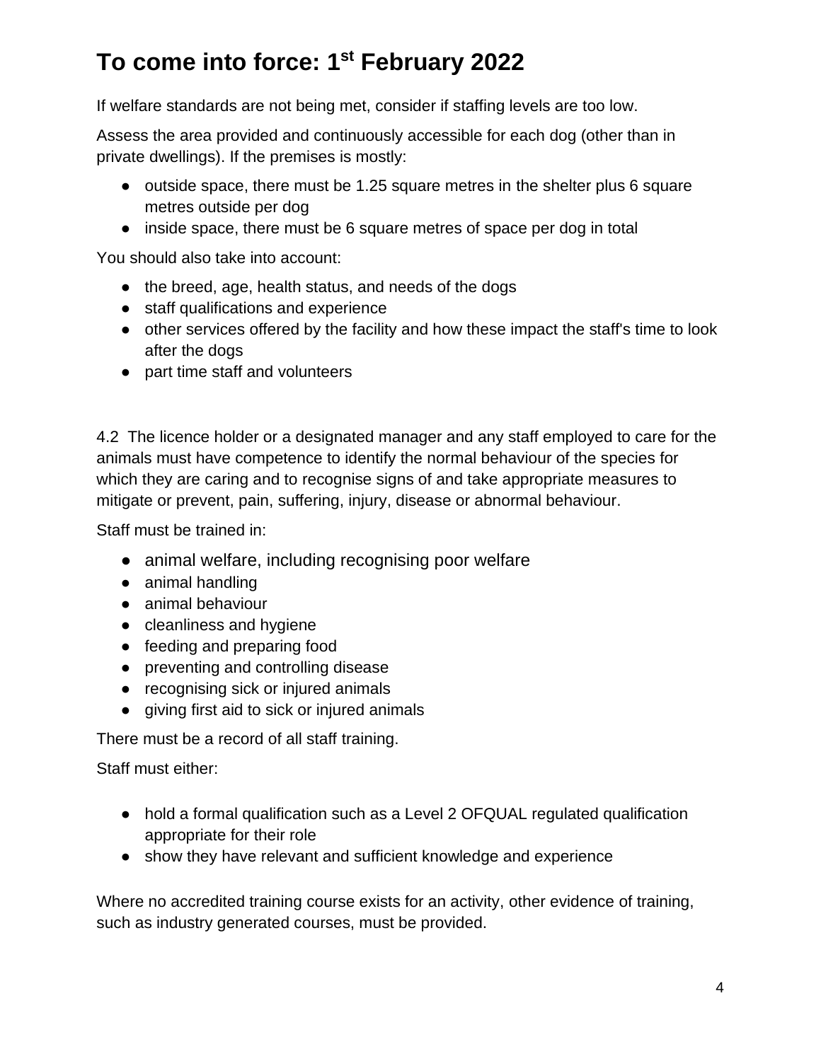# To come into force: 1st February 2022

If welfare standards are not being met, consider if staffing levels are too low.

Assess the area provided and continuously accessible for each dog (other than in private dwellings). If the premises is mostly:

- outside space, there must be 1.25 square metres in the shelter plus 6 square metres outside per dog
- inside space, there must be 6 square metres of space per dog in total

You should also take into account:

- the breed, age, health status, and needs of the dogs
- staff qualifications and experience
- other services offered by the facility and how these impact the staff's time to look after the dogs
- part time staff and volunteers

4.2 The licence holder or a designated manager and any staff employed to care for the animals must have competence to identify the normal behaviour of the species for which they are caring and to recognise signs of and take appropriate measures to mitigate or prevent, pain, suffering, injury, disease or abnormal behaviour.

Staff must be trained in:

- animal welfare, including recognising poor welfare
- animal handling
- animal behaviour
- cleanliness and hygiene
- feeding and preparing food
- preventing and controlling disease
- recognising sick or injured animals
- giving first aid to sick or injured animals

There must be a record of all staff training.

Staff must either:

- hold a formal qualification such as a Level 2 OFQUAL regulated qualification appropriate for their role
- show they have relevant and sufficient knowledge and experience

Where no accredited training course exists for an activity, other evidence of training, such as industry generated courses, must be provided.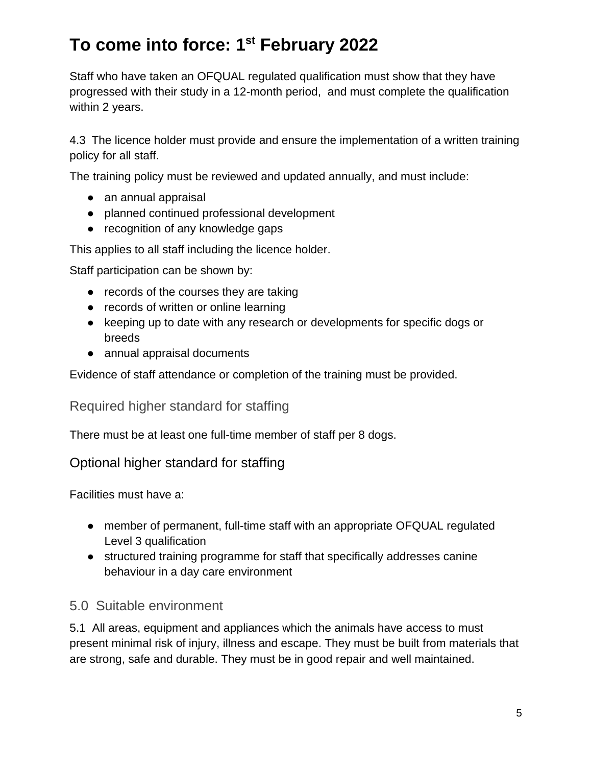# To come into force: 1st February 2022

Staff who have taken an OFQUAL regulated qualification must show that they have progressed with their study in a 12-month period, and must complete the qualification within 2 years.

4.3 The licence holder must provide and ensure the implementation of a written training policy for all staff.

The training policy must be reviewed and updated annually, and must include:

- an annual appraisal
- planned continued professional development
- recognition of any knowledge gaps

This applies to all staff including the licence holder.

Staff participation can be shown by:

- records of the courses they are taking
- records of written or online learning
- keeping up to date with any research or developments for specific dogs or breeds
- annual appraisal documents

Evidence of staff attendance or completion of the training must be provided.

### Required higher standard for staffing

There must be at least one full-time member of staff per 8 dogs.

### Optional higher standard for staffing

Facilities must have a:

- member of permanent, full-time staff with an appropriate OFQUAL regulated Level 3 qualification
- structured training programme for staff that specifically addresses canine behaviour in a day care environment

## 5.0 Suitable environment

5.1 All areas, equipment and appliances which the animals have access to must present minimal risk of injury, illness and escape. They must be built from materials that are strong, safe and durable. They must be in good repair and well maintained.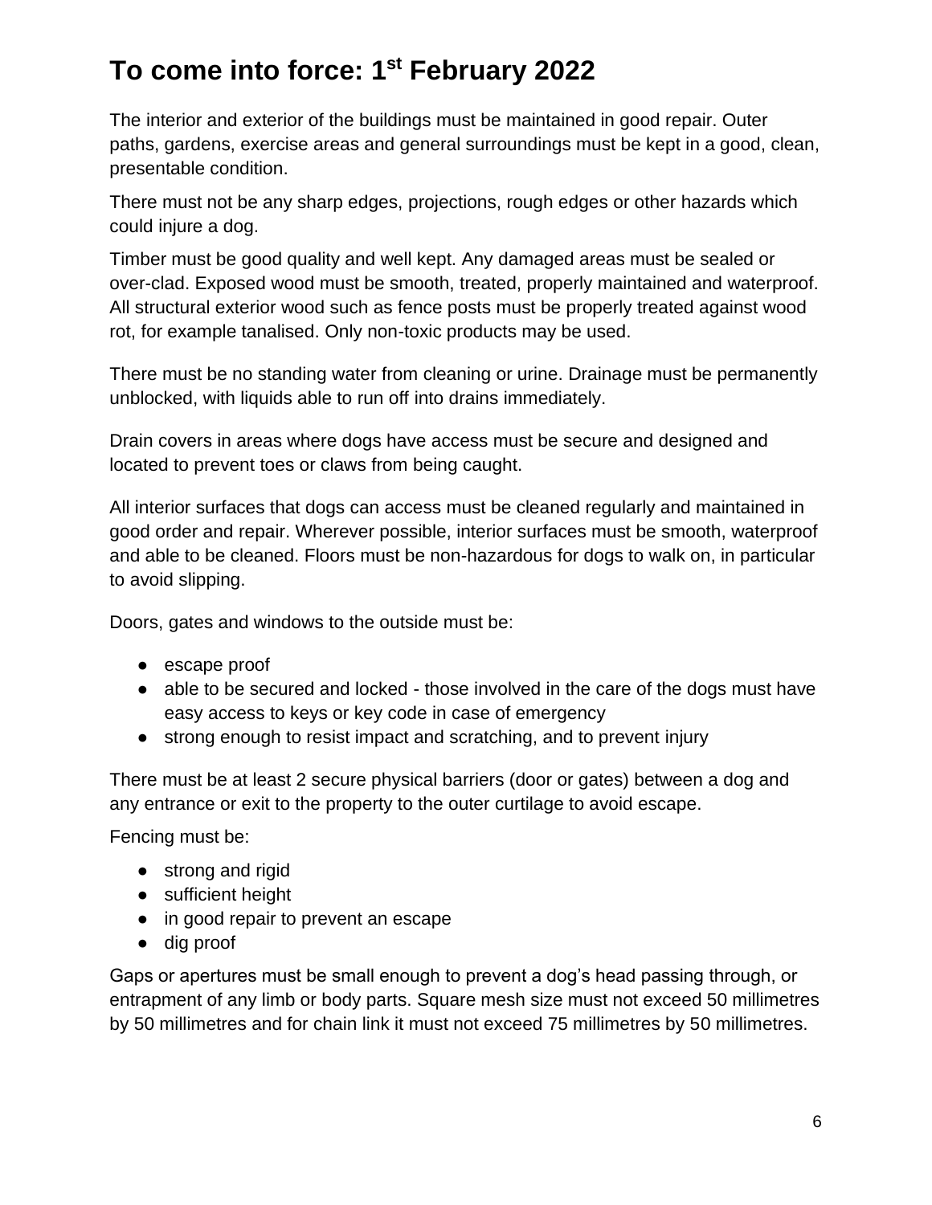## To come into force: 1st February 2022

The interior and exterior of the buildings must be maintained in good repair. Outer paths, gardens, exercise areas and general surroundings must be kept in a good, clean, presentable condition.

There must not be any sharp edges, projections, rough edges or other hazards which could injure a dog.

Timber must be good quality and well kept. Any damaged areas must be sealed or over-clad. Exposed wood must be smooth, treated, properly maintained and waterproof. All structural exterior wood such as fence posts must be properly treated against wood rot, for example tanalised. Only non-toxic products may be used.

There must be no standing water from cleaning or urine. Drainage must be permanently unblocked, with liquids able to run off into drains immediately.

Drain covers in areas where dogs have access must be secure and designed and located to prevent toes or claws from being caught.

All interior surfaces that dogs can access must be cleaned regularly and maintained in good order and repair. Wherever possible, interior surfaces must be smooth, waterproof and able to be cleaned. Floors must be non-hazardous for dogs to walk on, in particular to avoid slipping.

Doors, gates and windows to the outside must be:

- escape proof
- able to be secured and locked - those involved in the care of the dogs must have easy access to keys or key code in case of emergency
- strong enough to resist impact and scratching, and to prevent injury

There must be at least 2 secure physical barriers (door or gates) between a dog and any entrance or exit to the property to the outer curtilage to avoid escape.

Fencing must be:

- strong and rigid
- sufficient height
- in good repair to prevent an escape
- dig proof

Gaps or apertures must be small enough to prevent a dog's head passing through, or entrapment of any limb or body parts. Square mesh size must not exceed 50 millimetres by 50 millimetres and for chain link it must not exceed 75 millimetres by 50 millimetres.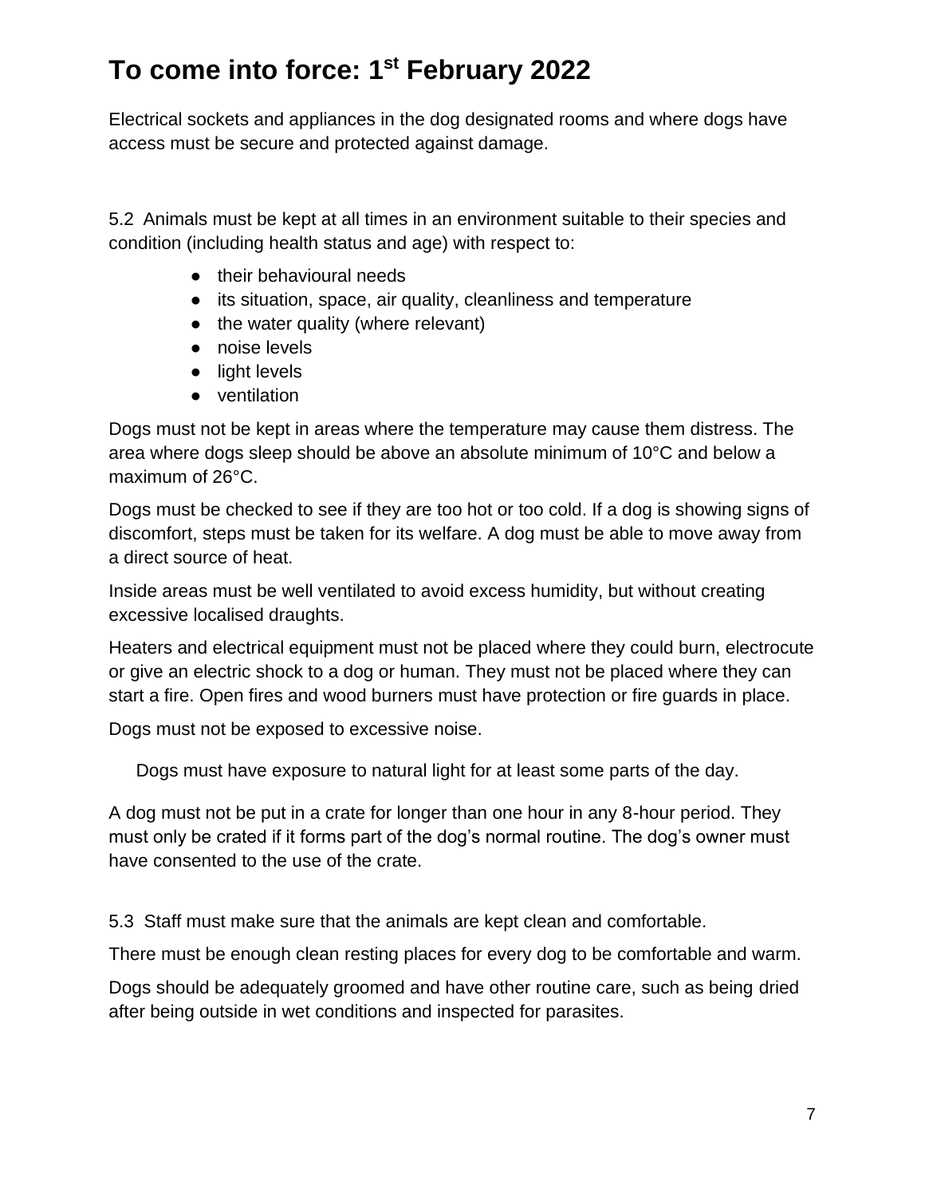# To come into force: 1st February 2022

Electrical sockets and appliances in the dog designated rooms and where dogs have access must be secure and protected against damage.

5.2 Animals must be kept at all times in an environment suitable to their species and condition (including health status and age) with respect to:

- their behavioural needs
- its situation, space, air quality, cleanliness and temperature
- the water quality (where relevant)
- noise levels
- light levels
- ventilation

Dogs must not be kept in areas where the temperature may cause them distress. The area where dogs sleep should be above an absolute minimum of 10°C and below a maximum of 26°C.

Dogs must be checked to see if they are too hot or too cold. If a dog is showing signs of discomfort, steps must be taken for its welfare. A dog must be able to move away from a direct source of heat.

Inside areas must be well ventilated to avoid excess humidity, but without creating excessive localised draughts.

Heaters and electrical equipment must not be placed where they could burn, electrocute or give an electric shock to a dog or human. They must not be placed where they can start a fire. Open fires and wood burners must have protection or fire guards in place.

Dogs must not be exposed to excessive noise.

Dogs must have exposure to natural light for at least some parts of the day.

A dog must not be put in a crate for longer than one hour in any 8-hour period. They must only be crated if it forms part of the dog's normal routine. The dog's owner must have consented to the use of the crate.

5.3 Staff must make sure that the animals are kept clean and comfortable.

There must be enough clean resting places for every dog to be comfortable and warm.

Dogs should be adequately groomed and have other routine care, such as being dried after being outside in wet conditions and inspected for parasites.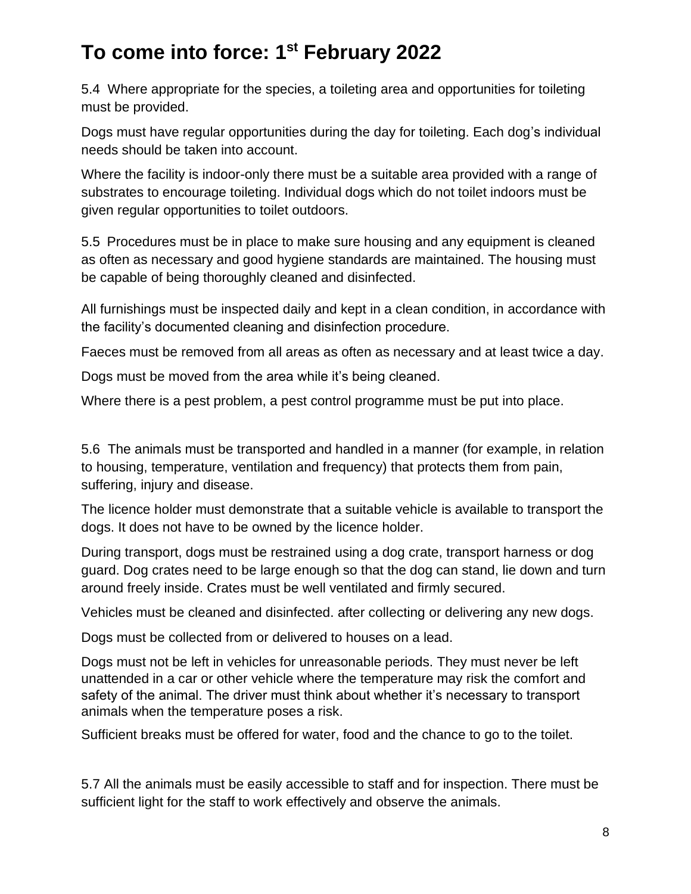# To come into force: 1st February 2022

5.4 Where appropriate for the species, a toileting area and opportunities for toileting must be provided.

Dogs must have regular opportunities during the day for toileting. Each dog's individual needs should be taken into account.

Where the facility is indoor-only there must be a suitable area provided with a range of substrates to encourage toileting. Individual dogs which do not toilet indoors must be given regular opportunities to toilet outdoors.

5.5 Procedures must be in place to make sure housing and any equipment is cleaned as often as necessary and good hygiene standards are maintained. The housing must be capable of being thoroughly cleaned and disinfected.

All furnishings must be inspected daily and kept in a clean condition, in accordance with the facility's documented cleaning and disinfection procedure.

Faeces must be removed from all areas as often as necessary and at least twice a day.

Dogs must be moved from the area while it's being cleaned.

Where there is a pest problem, a pest control programme must be put into place.

5.6 The animals must be transported and handled in a manner (for example, in relation to housing, temperature, ventilation and frequency) that protects them from pain, suffering, injury and disease.

The licence holder must demonstrate that a suitable vehicle is available to transport the dogs. It does not have to be owned by the licence holder.

During transport, dogs must be restrained using a dog crate, transport harness or dog guard. Dog crates need to be large enough so that the dog can stand, lie down and turn around freely inside. Crates must be well ventilated and firmly secured.

Vehicles must be cleaned and disinfected. after collecting or delivering any new dogs.

Dogs must be collected from or delivered to houses on a lead.

Dogs must not be left in vehicles for unreasonable periods. They must never be left unattended in a car or other vehicle where the temperature may risk the comfort and safety of the animal. The driver must think about whether it's necessary to transport animals when the temperature poses a risk.

Sufficient breaks must be offered for water, food and the chance to go to the toilet.

5.7 All the animals must be easily accessible to staff and for inspection. There must be sufficient light for the staff to work effectively and observe the animals.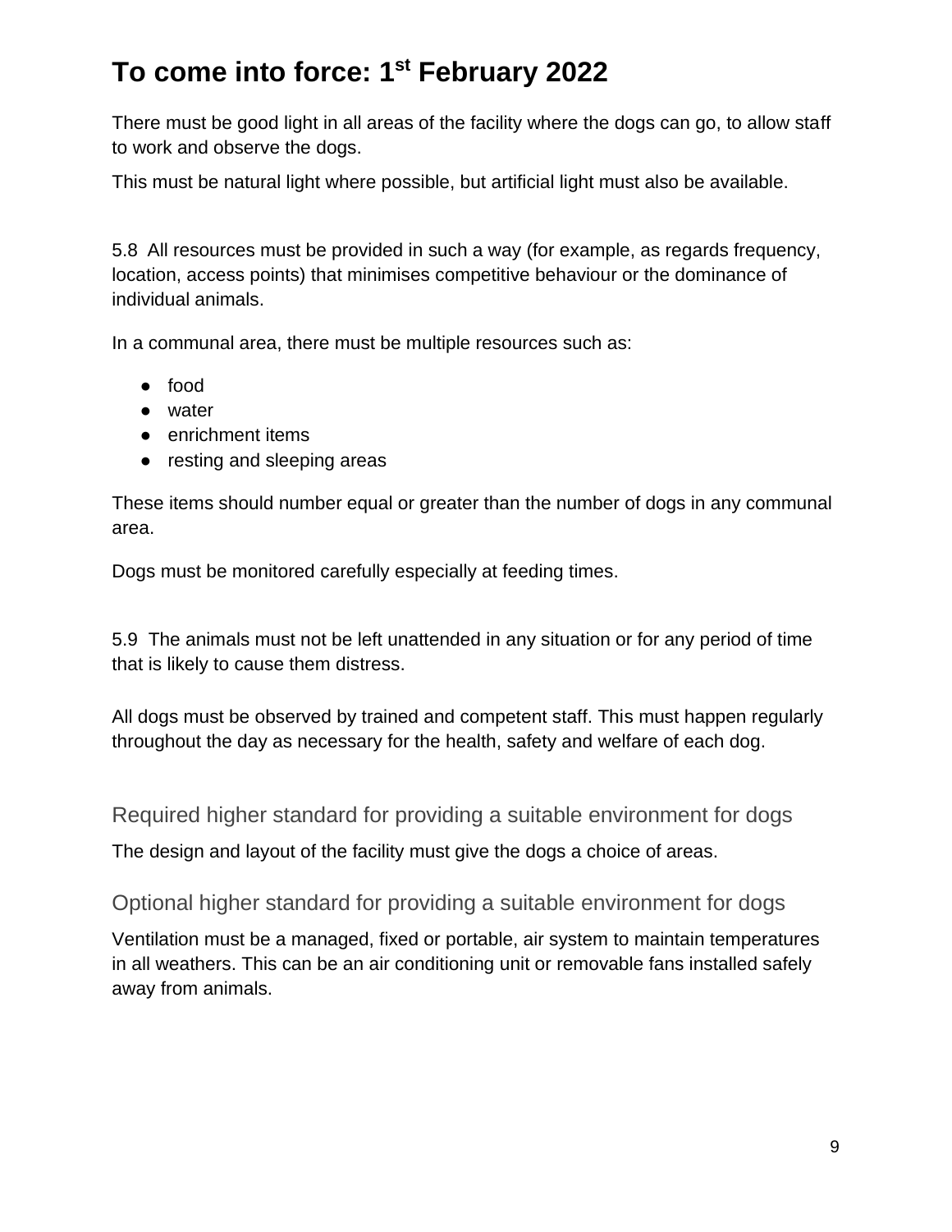# To come into force: 1st February 2022

There must be good light in all areas of the facility where the dogs can go, to allow staff to work and observe the dogs.

This must be natural light where possible, but artificial light must also be available.

5.8 All resources must be provided in such a way (for example, as regards frequency, location, access points) that minimises competitive behaviour or the dominance of individual animals.

In a communal area, there must be multiple resources such as:

- food
- water
- enrichment items
- resting and sleeping areas

These items should number equal or greater than the number of dogs in any communal area.

Dogs must be monitored carefully especially at feeding times.

5.9 The animals must not be left unattended in any situation or for any period of time that is likely to cause them distress.

All dogs must be observed by trained and competent staff. This must happen regularly throughout the day as necessary for the health, safety and welfare of each dog.

## Required higher standard for providing a suitable environment for dogs

The design and layout of the facility must give the dogs a choice of areas.

## Optional higher standard for providing a suitable environment for dogs

Ventilation must be a managed, fixed or portable, air system to maintain temperatures in all weathers. This can be an air conditioning unit or removable fans installed safely away from animals.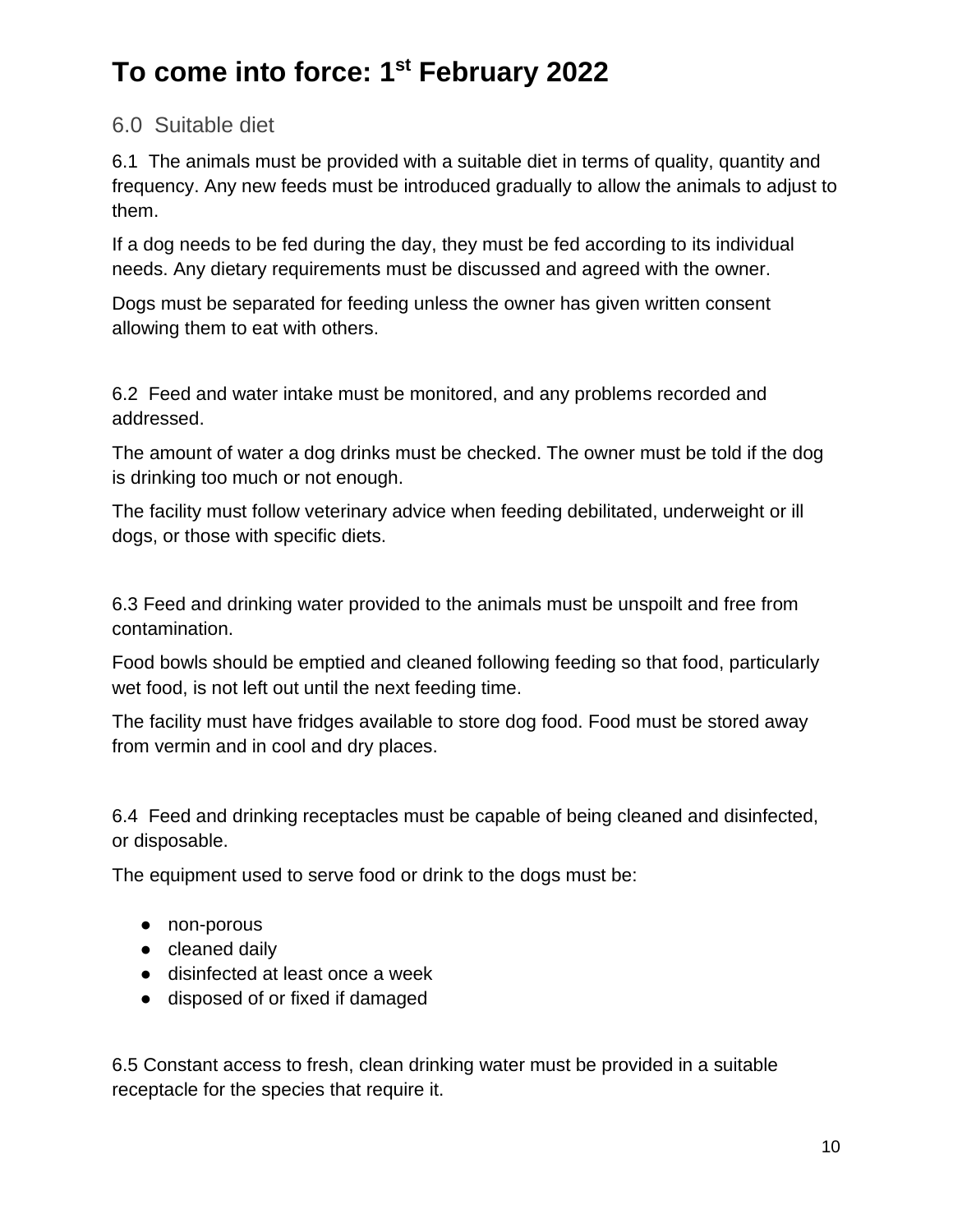# To come into force: 1st February 2022

## 6.0 Suitable diet

6.1 The animals must be provided with a suitable diet in terms of quality, quantity and frequency. Any new feeds must be introduced gradually to allow the animals to adjust to them.

If a dog needs to be fed during the day, they must be fed according to its individual needs. Any dietary requirements must be discussed and agreed with the owner.

Dogs must be separated for feeding unless the owner has given written consent allowing them to eat with others.

6.2 Feed and water intake must be monitored, and any problems recorded and addressed.

The amount of water a dog drinks must be checked. The owner must be told if the dog is drinking too much or not enough.

The facility must follow veterinary advice when feeding debilitated, underweight or ill dogs, or those with specific diets.

6.3 Feed and drinking water provided to the animals must be unspoilt and free from contamination.

Food bowls should be emptied and cleaned following feeding so that food, particularly wet food, is not left out until the next feeding time.

The facility must have fridges available to store dog food. Food must be stored away from vermin and in cool and dry places.

6.4 Feed and drinking receptacles must be capable of being cleaned and disinfected, or disposable.

The equipment used to serve food or drink to the dogs must be:

- non-porous
- cleaned daily
- disinfected at least once a week
- disposed of or fixed if damaged

6.5 Constant access to fresh, clean drinking water must be provided in a suitable receptacle for the species that require it.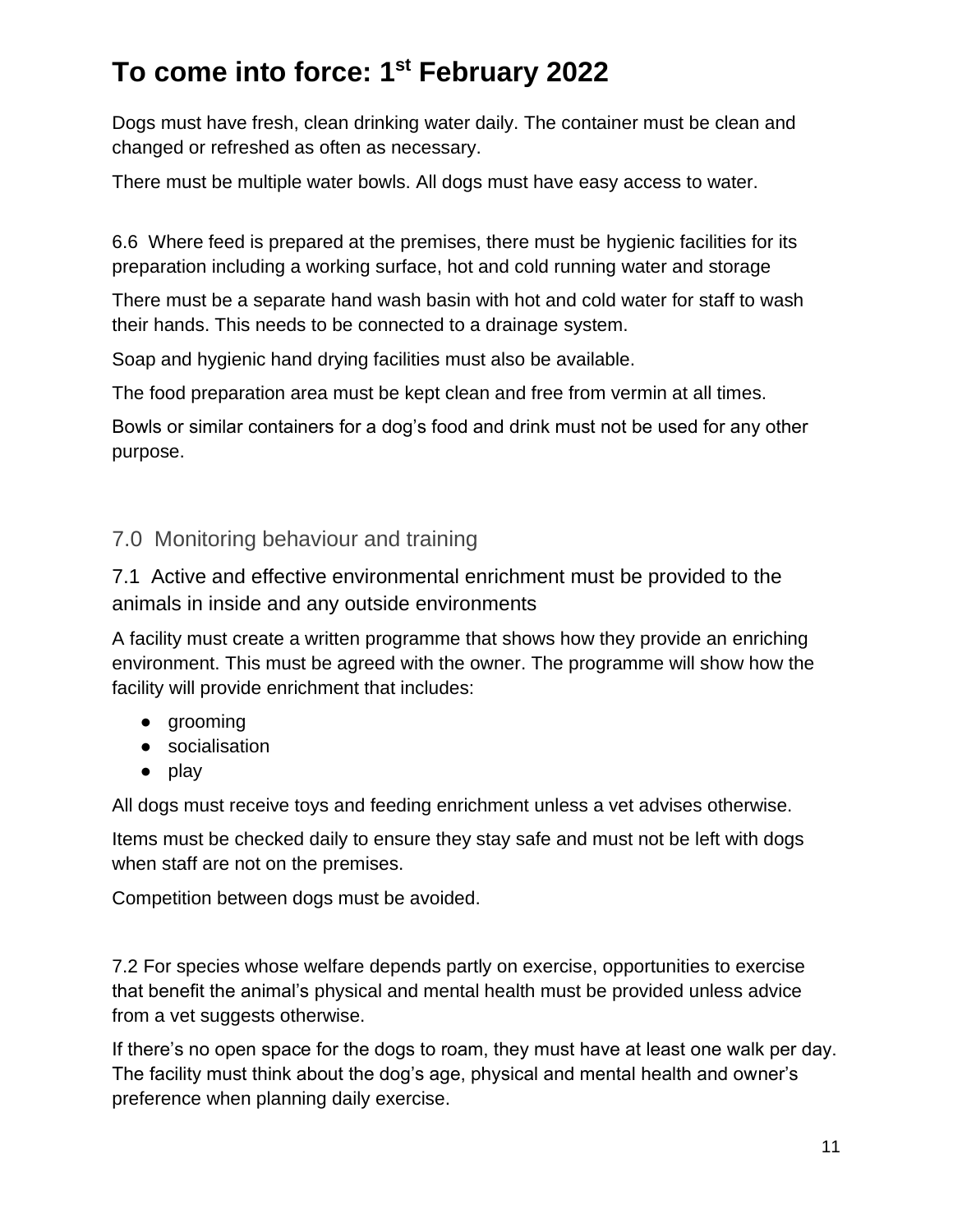# To come into force: 1st February 2022

Dogs must have fresh, clean drinking water daily. The container must be clean and changed or refreshed as often as necessary.

There must be multiple water bowls. All dogs must have easy access to water.

6.6 Where feed is prepared at the premises, there must be hygienic facilities for its preparation including a working surface, hot and cold running water and storage

There must be a separate hand wash basin with hot and cold water for staff to wash their hands. This needs to be connected to a drainage system.

Soap and hygienic hand drying facilities must also be available.

The food preparation area must be kept clean and free from vermin at all times.

Bowls or similar containers for a dog's food and drink must not be used for any other purpose.

## 7.0 Monitoring behaviour and training

### 7.1 Active and effective environmental enrichment must be provided to the animals in inside and any outside environments

A facility must create a written programme that shows how they provide an enriching environment. This must be agreed with the owner. The programme will show how the facility will provide enrichment that includes:

- grooming
- socialisation
- play

All dogs must receive toys and feeding enrichment unless a vet advises otherwise.

Items must be checked daily to ensure they stay safe and must not be left with dogs when staff are not on the premises.

Competition between dogs must be avoided.

7.2 For species whose welfare depends partly on exercise, opportunities to exercise that benefit the animal's physical and mental health must be provided unless advice from a vet suggests otherwise.

If there's no open space for the dogs to roam, they must have at least one walk per day. The facility must think about the dog's age, physical and mental health and owner's preference when planning daily exercise.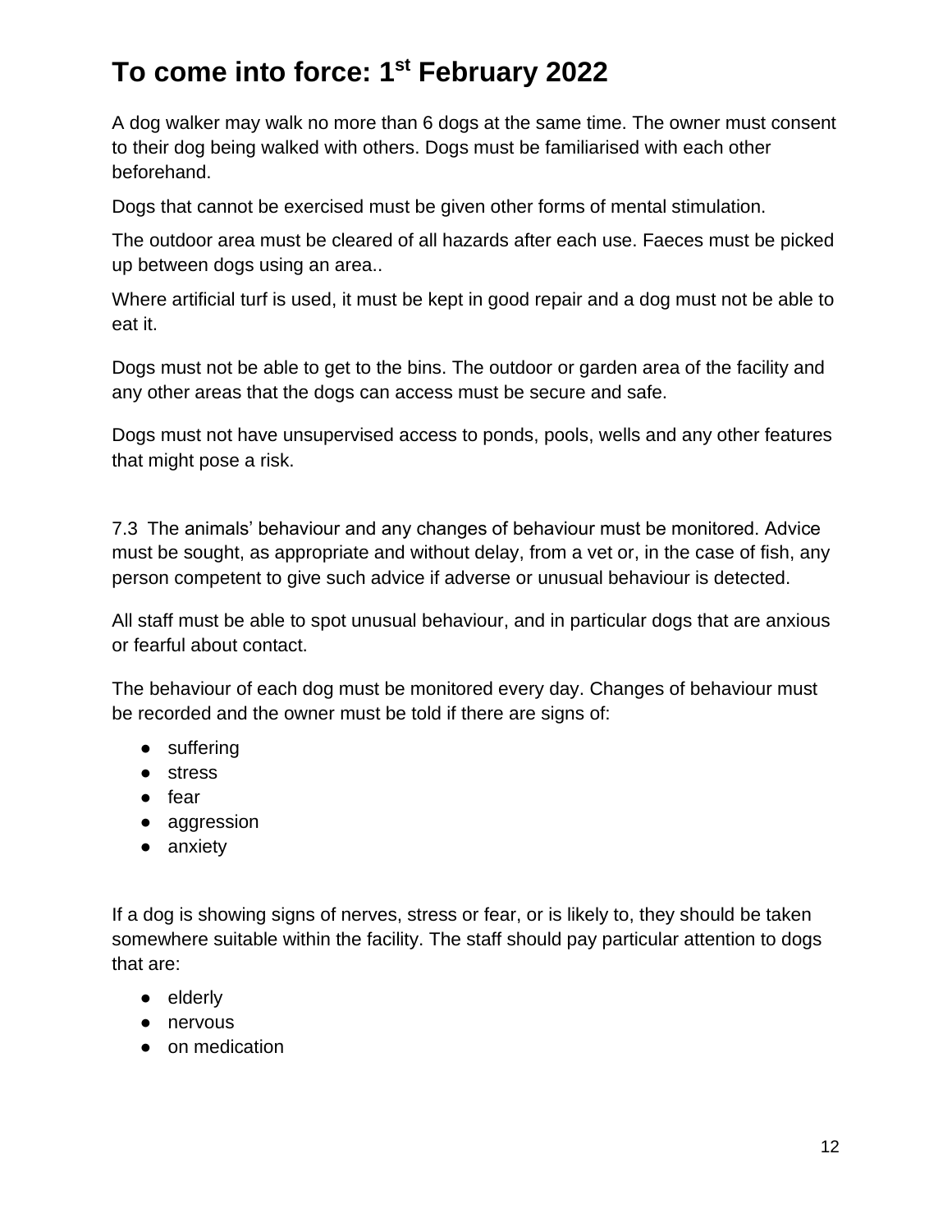# To come into force: 1st February 2022

A dog walker may walk no more than 6 dogs at the same time. The owner must consent to their dog being walked with others. Dogs must be familiarised with each other beforehand.

Dogs that cannot be exercised must be given other forms of mental stimulation.

The outdoor area must be cleared of all hazards after each use. Faeces must be picked up between dogs using an area..

Where artificial turf is used, it must be kept in good repair and a dog must not be able to eat it.

Dogs must not be able to get to the bins. The outdoor or garden area of the facility and any other areas that the dogs can access must be secure and safe.

Dogs must not have unsupervised access to ponds, pools, wells and any other features that might pose a risk.

7.3 The animals' behaviour and any changes of behaviour must be monitored. Advice must be sought, as appropriate and without delay, from a vet or, in the case of fish, any person competent to give such advice if adverse or unusual behaviour is detected.

All staff must be able to spot unusual behaviour, and in particular dogs that are anxious or fearful about contact.

The behaviour of each dog must be monitored every day. Changes of behaviour must be recorded and the owner must be told if there are signs of:

- suffering
- stress
- fear
- aggression
- anxiety

If a dog is showing signs of nerves, stress or fear, or is likely to, they should be taken somewhere suitable within the facility. The staff should pay particular attention to dogs that are:

- elderly
- nervous
- on medication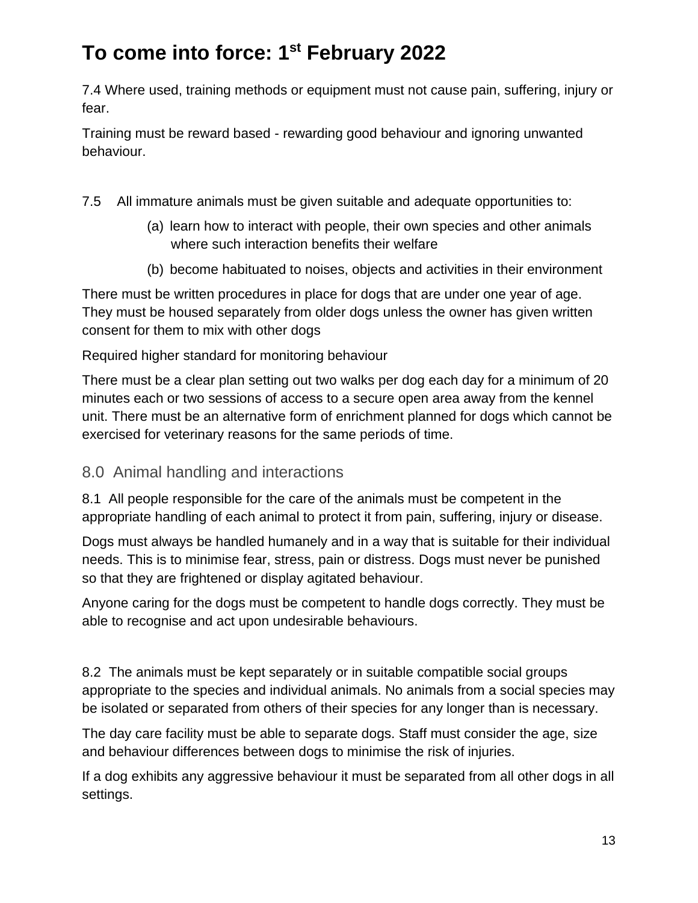# To come into force: 1st February 2022

7.4 Where used, training methods or equipment must not cause pain, suffering, injury or fear.

Training must be reward based - rewarding good behaviour and ignoring unwanted behaviour.

7.5 All immature animals must be given suitable and adequate opportunities to:

(a) learn how to interact with people, their own species and other animals where such interaction benefits their welfare

(b) become habituated to noises, objects and activities in their environment

There must be written procedures in place for dogs that are under one year of age. They must be housed separately from older dogs unless the owner has given written consent for them to mix with other dogs

Required higher standard for monitoring behaviour

There must be a clear plan setting out two walks per dog each day for a minimum of 20 minutes each or two sessions of access to a secure open area away from the kennel unit. There must be an alternative form of enrichment planned for dogs which cannot be exercised for veterinary reasons for the same periods of time.

## 8.0 Animal handling and interactions

8.1 All people responsible for the care of the animals must be competent in the appropriate handling of each animal to protect it from pain, suffering, injury or disease.

Dogs must always be handled humanely and in a way that is suitable for their individual needs. This is to minimise fear, stress, pain or distress. Dogs must never be punished so that they are frightened or display agitated behaviour.

Anyone caring for the dogs must be competent to handle dogs correctly. They must be able to recognise and act upon undesirable behaviours.

8.2 The animals must be kept separately or in suitable compatible social groups appropriate to the species and individual animals. No animals from a social species may be isolated or separated from others of their species for any longer than is necessary.

The day care facility must be able to separate dogs. Staff must consider the age, size and behaviour differences between dogs to minimise the risk of injuries.

If a dog exhibits any aggressive behaviour it must be separated from all other dogs in all settings.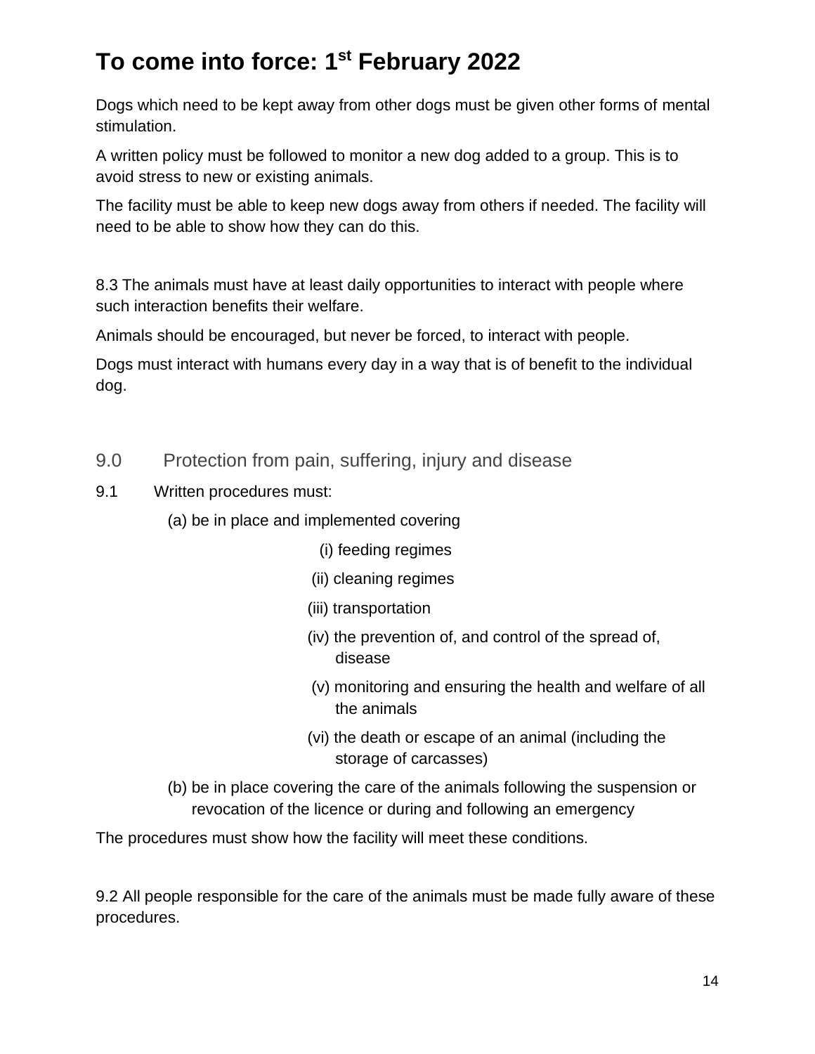# To come into force: 1st February 2022

Dogs which need to be kept away from other dogs must be given other forms of mental stimulation.

A written policy must be followed to monitor a new dog added to a group. This is to avoid stress to new or existing animals.

The facility must be able to keep new dogs away from others if needed. The facility will need to be able to show how they can do this.

8.3 The animals must have at least daily opportunities to interact with people where such interaction benefits their welfare.

Animals should be encouraged, but never be forced, to interact with people.

Dogs must interact with humans every day in a way that is of benefit to the individual dog.

## 9.0 Protection from pain, suffering, injury and disease

9.1 Written procedures must:

(a) be in place and implemented covering

- (i) feeding regimes
- (ii) cleaning regimes
- (iii) transportation
- (iv) the prevention of, and control of the spread of, disease
- (v) monitoring and ensuring the health and welfare of all the animals
- (vi) the death or escape of an animal (including the storage of carcasses)

(b) be in place covering the care of the animals following the suspension or revocation of the licence or during and following an emergency

The procedures must show how the facility will meet these conditions.

9.2 All people responsible for the care of the animals must be made fully aware of these procedures.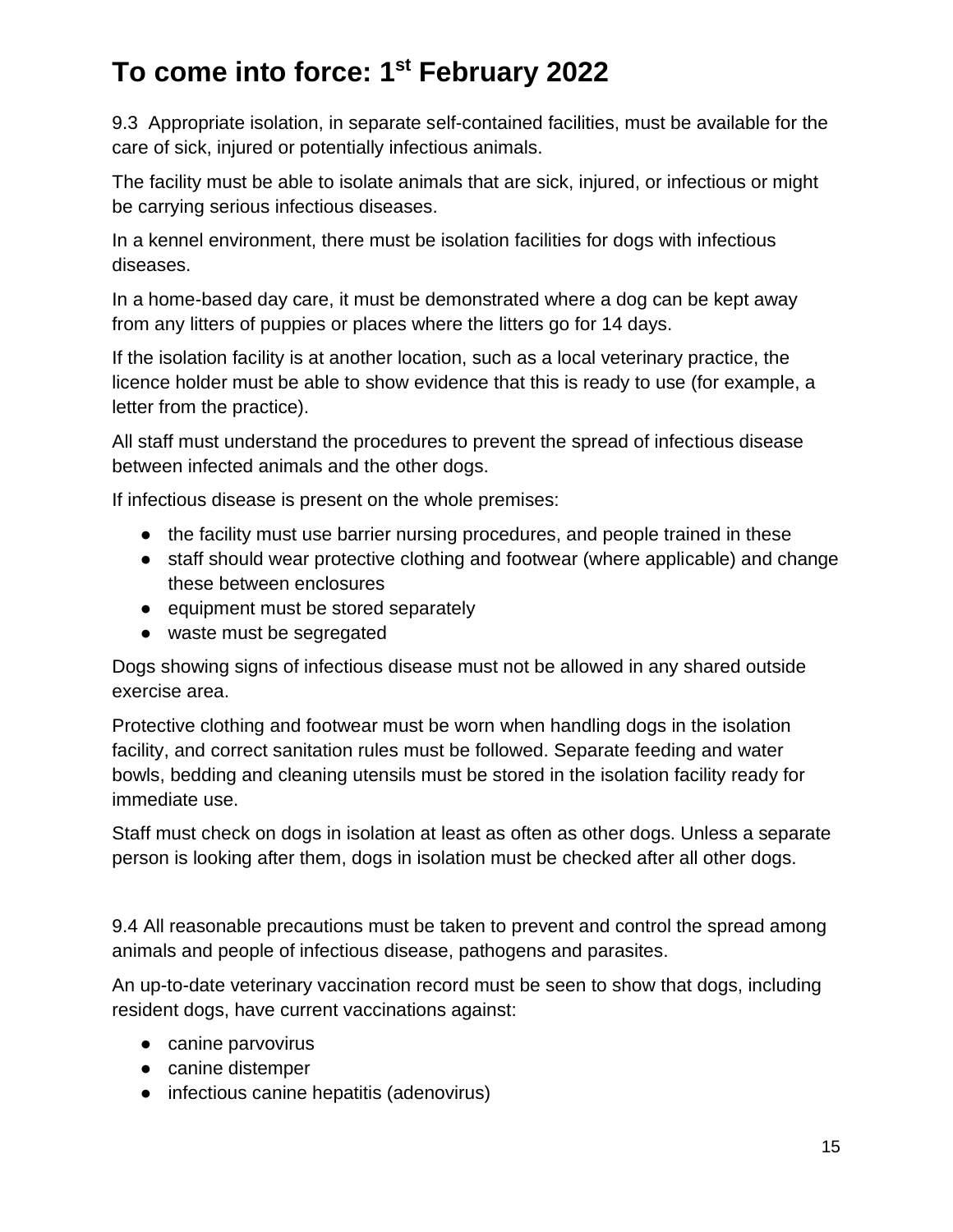# To come into force: 1st February 2022

9.3 Appropriate isolation, in separate self-contained facilities, must be available for the care of sick, injured or potentially infectious animals.

The facility must be able to isolate animals that are sick, injured, or infectious or might be carrying serious infectious diseases.

In a kennel environment, there must be isolation facilities for dogs with infectious diseases.

In a home-based day care, it must be demonstrated where a dog can be kept away from any litters of puppies or places where the litters go for 14 days.

If the isolation facility is at another location, such as a local veterinary practice, the licence holder must be able to show evidence that this is ready to use (for example, a letter from the practice).

All staff must understand the procedures to prevent the spread of infectious disease between infected animals and the other dogs.

If infectious disease is present on the whole premises:

- the facility must use barrier nursing procedures, and people trained in these
- staff should wear protective clothing and footwear (where applicable) and change these between enclosures
- equipment must be stored separately
- waste must be segregated

Dogs showing signs of infectious disease must not be allowed in any shared outside exercise area.

Protective clothing and footwear must be worn when handling dogs in the isolation facility, and correct sanitation rules must be followed. Separate feeding and water bowls, bedding and cleaning utensils must be stored in the isolation facility ready for immediate use.

Staff must check on dogs in isolation at least as often as other dogs. Unless a separate person is looking after them, dogs in isolation must be checked after all other dogs.

9.4 All reasonable precautions must be taken to prevent and control the spread among animals and people of infectious disease, pathogens and parasites.

An up-to-date veterinary vaccination record must be seen to show that dogs, including resident dogs, have current vaccinations against:

- canine parvovirus
- canine distemper
- infectious canine hepatitis (adenovirus)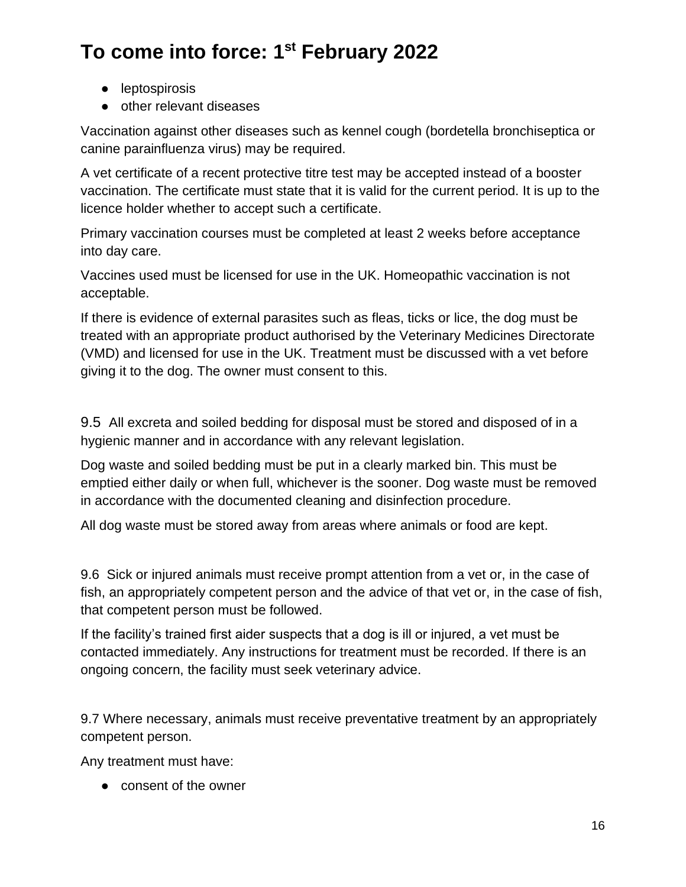# To come into force: 1st February 2022

- leptospirosis
- other relevant diseases

Vaccination against other diseases such as kennel cough (bordetella bronchiseptica or canine parainfluenza virus) may be required.

A vet certificate of a recent protective titre test may be accepted instead of a booster vaccination. The certificate must state that it is valid for the current period. It is up to the licence holder whether to accept such a certificate.

Primary vaccination courses must be completed at least 2 weeks before acceptance into day care.

Vaccines used must be licensed for use in the UK. Homeopathic vaccination is not acceptable.

If there is evidence of external parasites such as fleas, ticks or lice, the dog must be treated with an appropriate product authorised by the Veterinary Medicines Directorate (VMD) and licensed for use in the UK. Treatment must be discussed with a vet before giving it to the dog. The owner must consent to this.

9.5 All excreta and soiled bedding for disposal must be stored and disposed of in a hygienic manner and in accordance with any relevant legislation.

Dog waste and soiled bedding must be put in a clearly marked bin. This must be emptied either daily or when full, whichever is the sooner. Dog waste must be removed in accordance with the documented cleaning and disinfection procedure.

All dog waste must be stored away from areas where animals or food are kept.

9.6 Sick or injured animals must receive prompt attention from a vet or, in the case of fish, an appropriately competent person and the advice of that vet or, in the case of fish, that competent person must be followed.

If the facility's trained first aider suspects that a dog is ill or injured, a vet must be contacted immediately. Any instructions for treatment must be recorded. If there is an ongoing concern, the facility must seek veterinary advice.

9.7 Where necessary, animals must receive preventative treatment by an appropriately competent person.

Any treatment must have:

- consent of the owner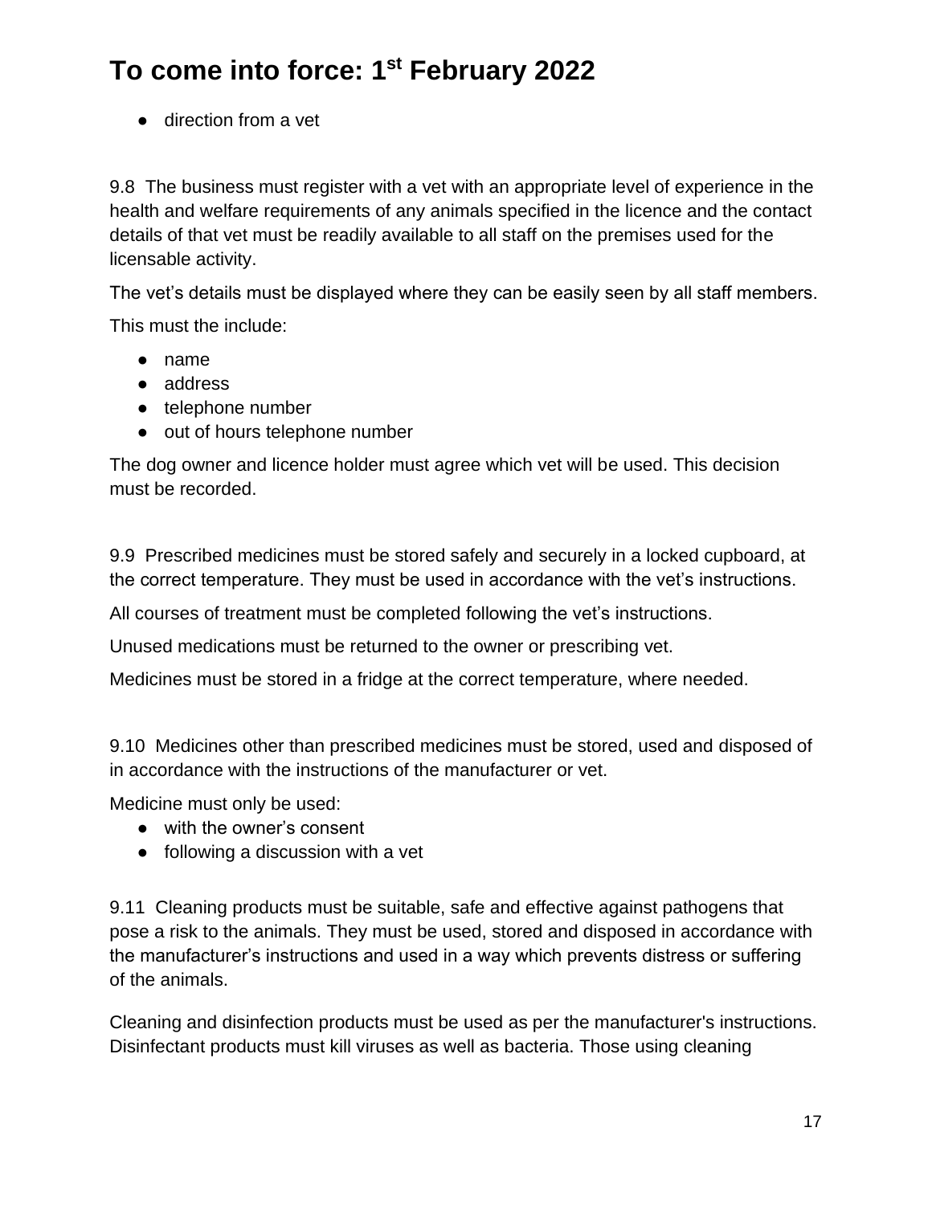- direction from a vet

9.8 The business must register with a vet with an appropriate level of experience in the health and welfare requirements of any animals specified in the licence and the contact details of that vet must be readily available to all staff on the premises used for the licensable activity.

The vet's details must be displayed where they can be easily seen by all staff members.

This must the include:

- name
- address
- telephone number
- out of hours telephone number

The dog owner and licence holder must agree which vet will be used. This decision must be recorded.

9.9 Prescribed medicines must be stored safely and securely in a locked cupboard, at the correct temperature. They must be used in accordance with the vet's instructions.

All courses of treatment must be completed following the vet's instructions.

Unused medications must be returned to the owner or prescribing vet.

Medicines must be stored in a fridge at the correct temperature, where needed.

9.10 Medicines other than prescribed medicines must be stored, used and disposed of in accordance with the instructions of the manufacturer or vet.

Medicine must only be used:

- with the owner's consent
- following a discussion with a vet

9.11 Cleaning products must be suitable, safe and effective against pathogens that pose a risk to the animals. They must be used, stored and disposed in accordance with the manufacturer's instructions and used in a way which prevents distress or suffering of the animals.

Cleaning and disinfection products must be used as per the manufacturer's instructions. Disinfectant products must kill viruses as well as bacteria. Those using cleaning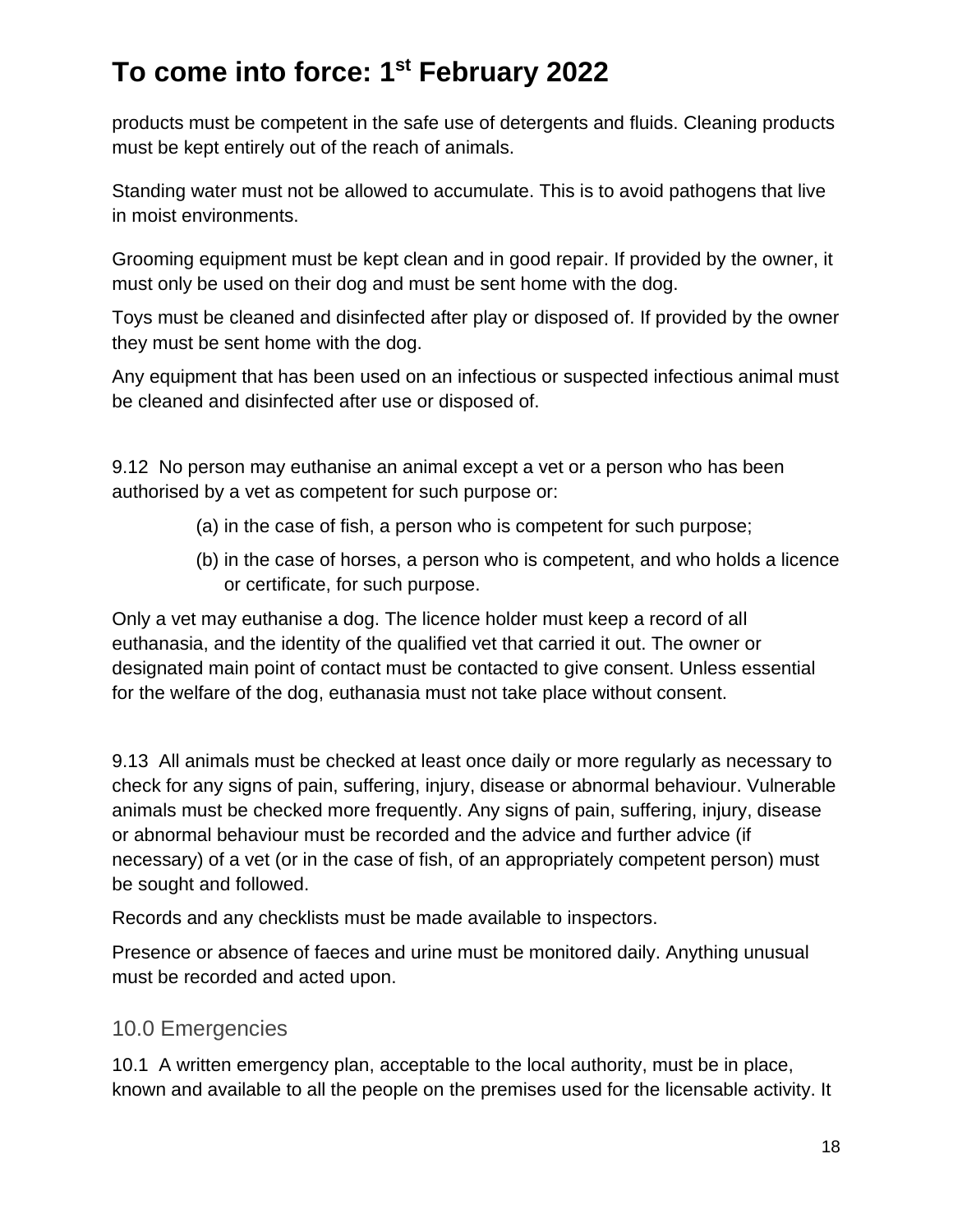# To come into force: 1st February 2022

products must be competent in the safe use of detergents and fluids. Cleaning products must be kept entirely out of the reach of animals.

Standing water must not be allowed to accumulate. This is to avoid pathogens that live in moist environments.

Grooming equipment must be kept clean and in good repair. If provided by the owner, it must only be used on their dog and must be sent home with the dog.

Toys must be cleaned and disinfected after play or disposed of. If provided by the owner they must be sent home with the dog.

Any equipment that has been used on an infectious or suspected infectious animal must be cleaned and disinfected after use or disposed of.

9.12 No person may euthanise an animal except a vet or a person who has been authorised by a vet as competent for such purpose or:

(a) in the case of fish, a person who is competent for such purpose;

(b) in the case of horses, a person who is competent, and who holds a licence or certificate, for such purpose.

Only a vet may euthanise a dog. The licence holder must keep a record of all euthanasia, and the identity of the qualified vet that carried it out. The owner or designated main point of contact must be contacted to give consent. Unless essential for the welfare of the dog, euthanasia must not take place without consent.

9.13 All animals must be checked at least once daily or more regularly as necessary to check for any signs of pain, suffering, injury, disease or abnormal behaviour. Vulnerable animals must be checked more frequently. Any signs of pain, suffering, injury, disease or abnormal behaviour must be recorded and the advice and further advice (if necessary) of a vet (or in the case of fish, of an appropriately competent person) must be sought and followed.

Records and any checklists must be made available to inspectors.

Presence or absence of faeces and urine must be monitored daily. Anything unusual must be recorded and acted upon.

## 10.0 Emergencies

10.1 A written emergency plan, acceptable to the local authority, must be in place, known and available to all the people on the premises used for the licensable activity. It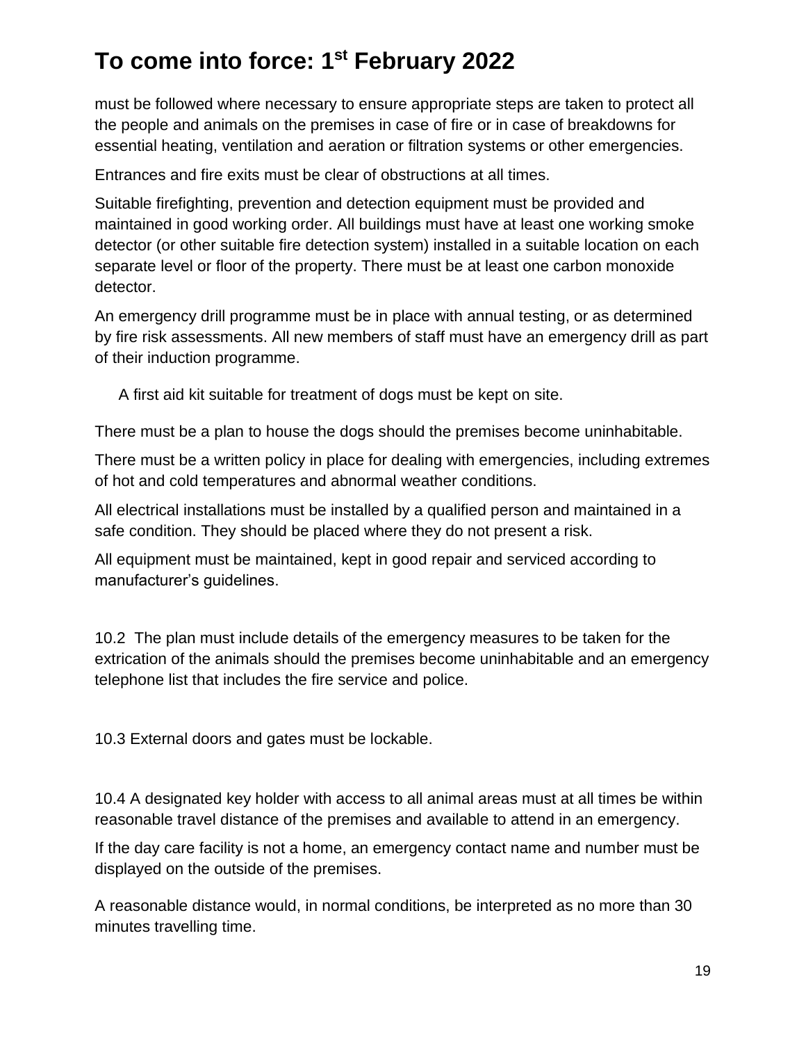# To come into force: 1st February 2022

must be followed where necessary to ensure appropriate steps are taken to protect all the people and animals on the premises in case of fire or in case of breakdowns for essential heating, ventilation and aeration or filtration systems or other emergencies.

Entrances and fire exits must be clear of obstructions at all times.

Suitable firefighting, prevention and detection equipment must be provided and maintained in good working order. All buildings must have at least one working smoke detector (or other suitable fire detection system) installed in a suitable location on each separate level or floor of the property. There must be at least one carbon monoxide detector.

An emergency drill programme must be in place with annual testing, or as determined by fire risk assessments. All new members of staff must have an emergency drill as part of their induction programme.

A first aid kit suitable for treatment of dogs must be kept on site.

There must be a plan to house the dogs should the premises become uninhabitable.

There must be a written policy in place for dealing with emergencies, including extremes of hot and cold temperatures and abnormal weather conditions.

All electrical installations must be installed by a qualified person and maintained in a safe condition. They should be placed where they do not present a risk.

All equipment must be maintained, kept in good repair and serviced according to manufacturer's guidelines.

10.2 The plan must include details of the emergency measures to be taken for the extrication of the animals should the premises become uninhabitable and an emergency telephone list that includes the fire service and police.

10.3 External doors and gates must be lockable.

10.4 A designated key holder with access to all animal areas must at all times be within reasonable travel distance of the premises and available to attend in an emergency.

If the day care facility is not a home, an emergency contact name and number must be displayed on the outside of the premises.

A reasonable distance would, in normal conditions, be interpreted as no more than 30 minutes travelling time.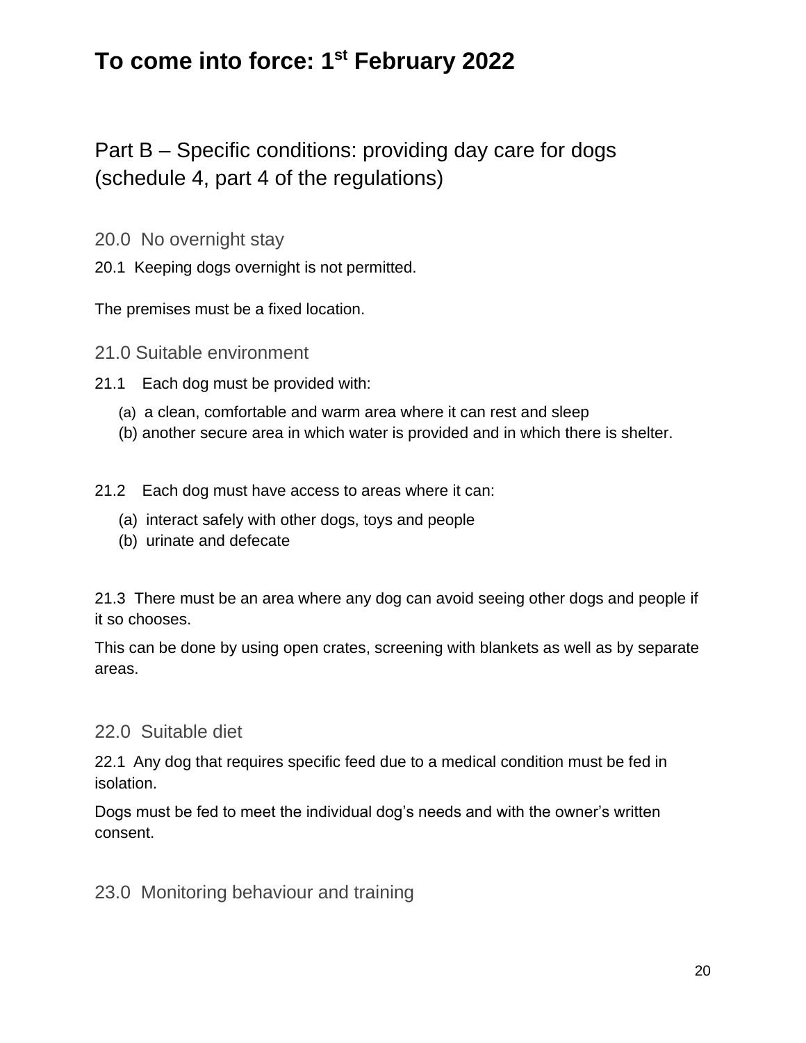# To come into force: 1st February 2022

## Part B – Specific conditions: providing day care for dogs (schedule 4, part 4 of the regulations)

### 20.0 No overnight stay

20.1 Keeping dogs overnight is not permitted.

The premises must be a fixed location.

### 21.0 Suitable environment

21.1 Each dog must be provided with:

(a) a clean, comfortable and warm area where it can rest and sleep
(b) another secure area in which water is provided and in which there is shelter.

21.2 Each dog must have access to areas where it can:

(a) interact safely with other dogs, toys and people
(b) urinate and defecate

21.3 There must be an area where any dog can avoid seeing other dogs and people if it so chooses.

This can be done by using open crates, screening with blankets as well as by separate areas.

### 22.0 Suitable diet

22.1 Any dog that requires specific feed due to a medical condition must be fed in isolation.

Dogs must be fed to meet the individual dog's needs and with the owner's written consent.

### 23.0 Monitoring behaviour and training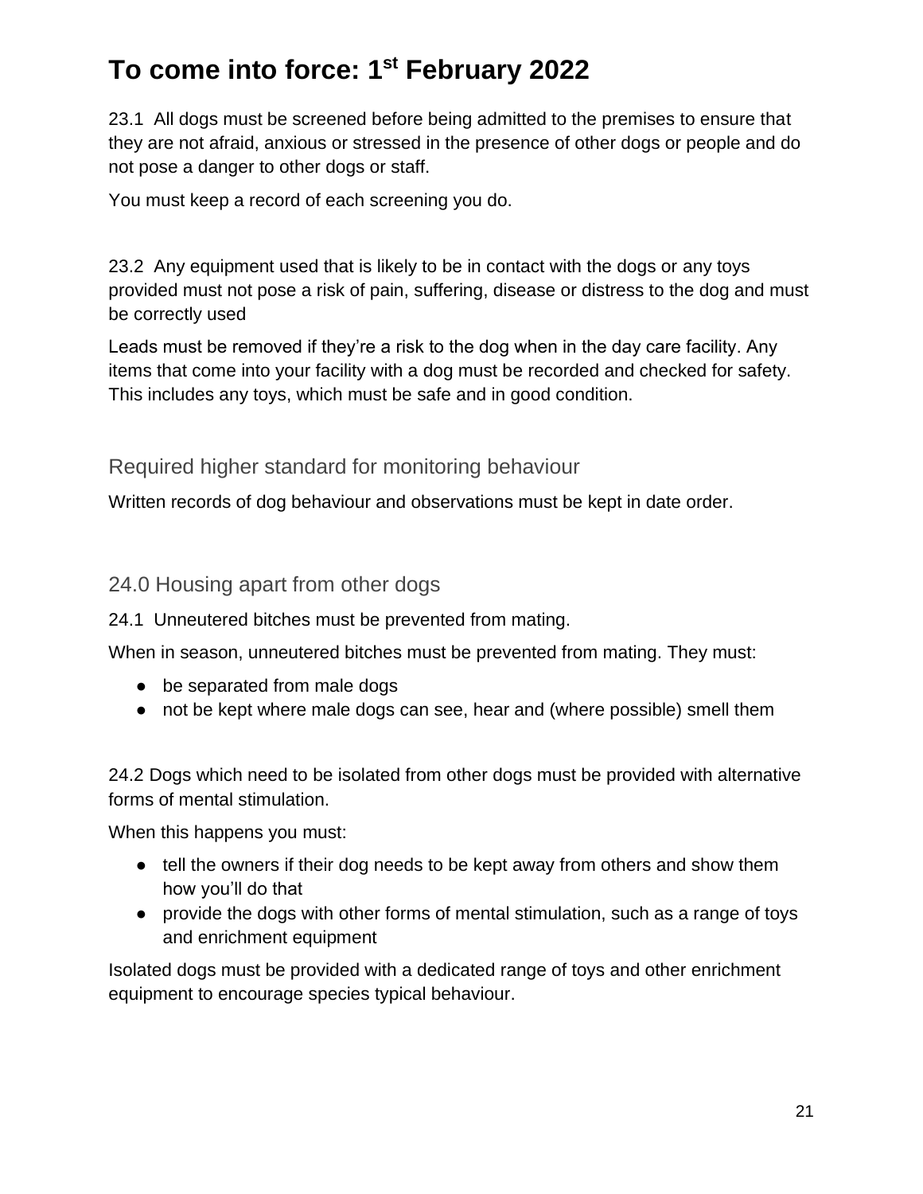## To come into force: 1st February 2022

23.1 All dogs must be screened before being admitted to the premises to ensure that they are not afraid, anxious or stressed in the presence of other dogs or people and do not pose a danger to other dogs or staff.

You must keep a record of each screening you do.

23.2 Any equipment used that is likely to be in contact with the dogs or any toys provided must not pose a risk of pain, suffering, disease or distress to the dog and must be correctly used

Leads must be removed if they're a risk to the dog when in the day care facility. Any items that come into your facility with a dog must be recorded and checked for safety. This includes any toys, which must be safe and in good condition.

### Required higher standard for monitoring behaviour

Written records of dog behaviour and observations must be kept in date order.

### 24.0 Housing apart from other dogs

24.1 Unneutered bitches must be prevented from mating.

When in season, unneutered bitches must be prevented from mating. They must:

- be separated from male dogs
- not be kept where male dogs can see, hear and (where possible) smell them

24.2 Dogs which need to be isolated from other dogs must be provided with alternative forms of mental stimulation.

When this happens you must:

- tell the owners if their dog needs to be kept away from others and show them how you'll do that
- provide the dogs with other forms of mental stimulation, such as a range of toys and enrichment equipment

Isolated dogs must be provided with a dedicated range of toys and other enrichment equipment to encourage species typical behaviour.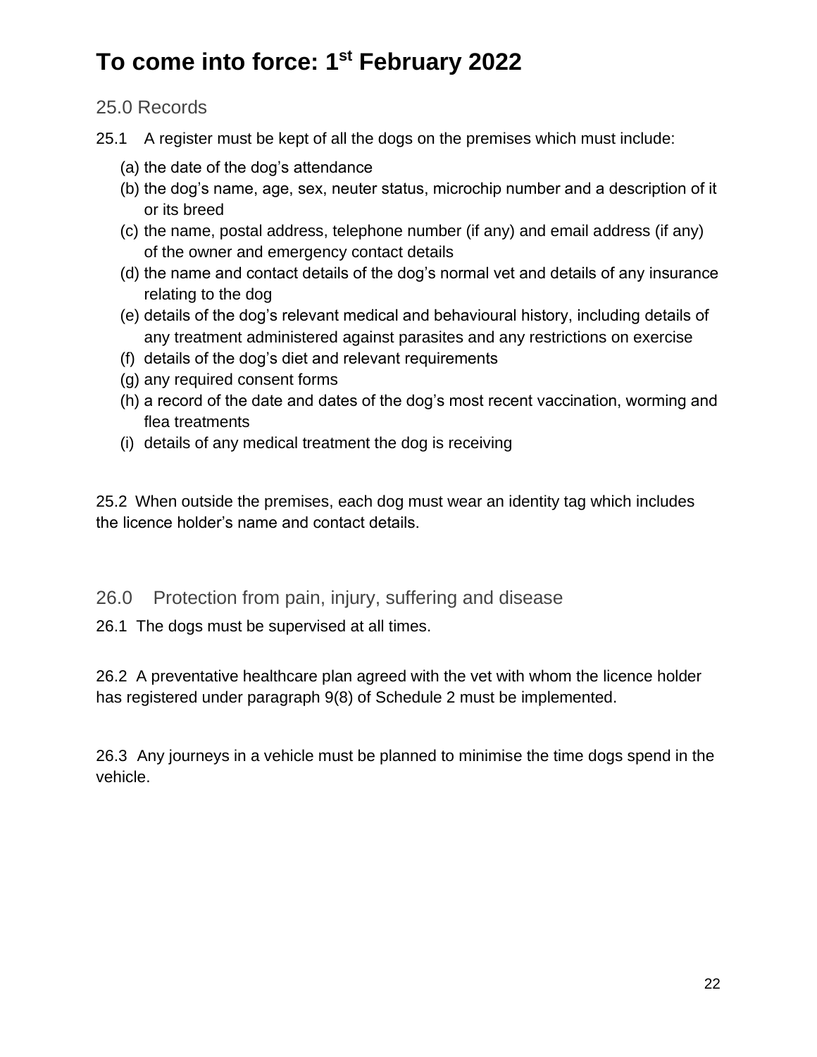# To come into force: 1st February 2022

## 25.0 Records

25.1 A register must be kept of all the dogs on the premises which must include:

(a) the date of the dog's attendance
(b) the dog's name, age, sex, neuter status, microchip number and a description of it or its breed
(c) the name, postal address, telephone number (if any) and email address (if any) of the owner and emergency contact details
(d) the name and contact details of the dog's normal vet and details of any insurance relating to the dog
(e) details of the dog's relevant medical and behavioural history, including details of any treatment administered against parasites and any restrictions on exercise
(f) details of the dog's diet and relevant requirements
(g) any required consent forms
(h) a record of the date and dates of the dog's most recent vaccination, worming and flea treatments
(i) details of any medical treatment the dog is receiving

25.2 When outside the premises, each dog must wear an identity tag which includes the licence holder's name and contact details.

## 26.0 Protection from pain, injury, suffering and disease

26.1 The dogs must be supervised at all times.

26.2 A preventative healthcare plan agreed with the vet with whom the licence holder has registered under paragraph 9(8) of Schedule 2 must be implemented.

26.3 Any journeys in a vehicle must be planned to minimise the time dogs spend in the vehicle.